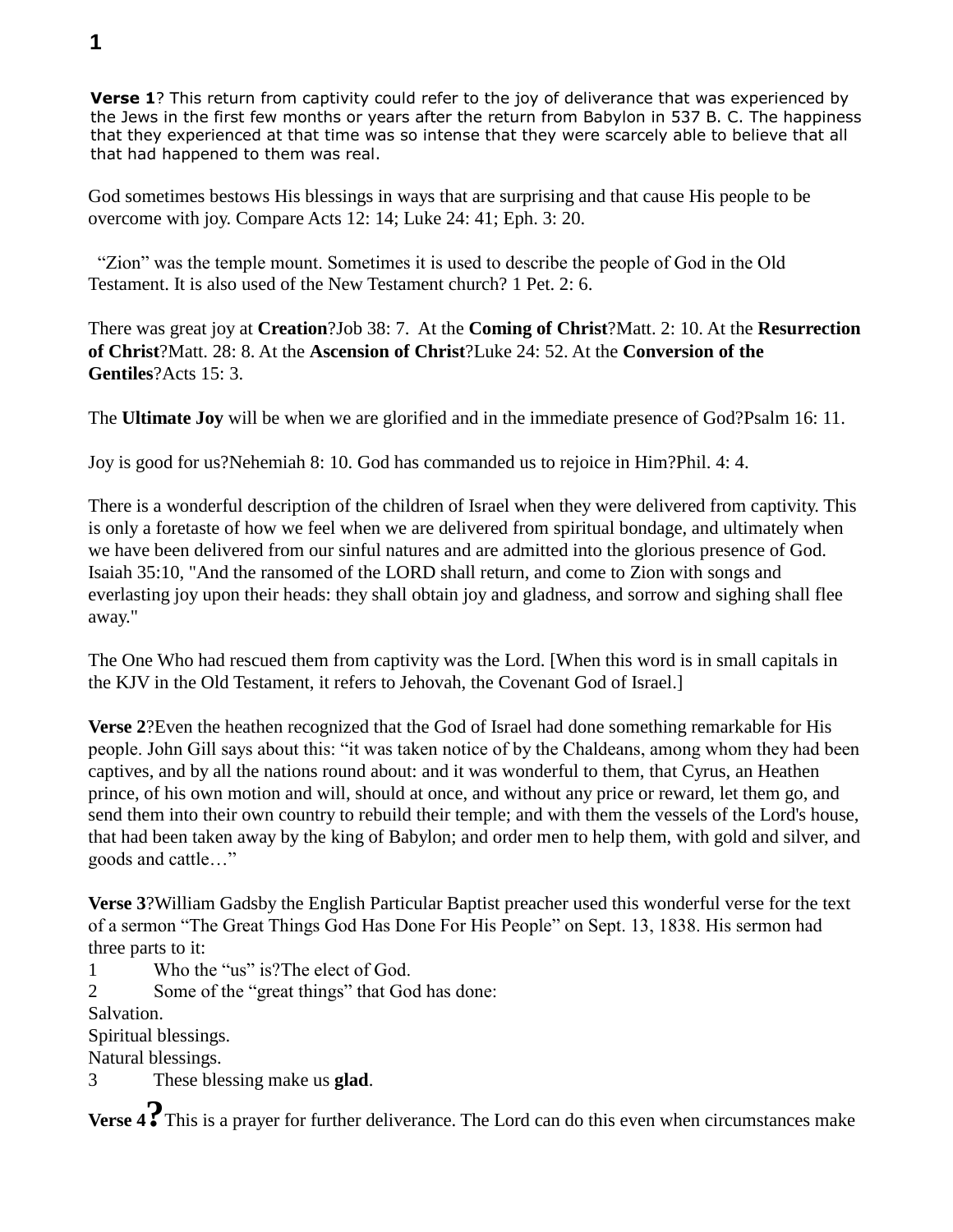**Verse 1**? This return from captivity could refer to the joy of deliverance that was experienced by the Jews in the first few months or years after the return from Babylon in 537 B. C. The happiness that they experienced at that time was so intense that they were scarcely able to believe that all that had happened to them was real.

God sometimes bestows His blessings in ways that are surprising and that cause His people to be overcome with joy. Compare Acts 12: 14; Luke 24: 41; Eph. 3: 20.

"Zion" was the temple mount. Sometimes it is used to describe the people of God in the Old Testament. It is also used of the New Testament church? 1 Pet. 2: 6.

There was great joy at **Creation**?Job 38: 7. At the **Coming of Christ**?Matt. 2: 10. At the **Resurrection of Christ**?Matt. 28: 8. At the **Ascension of Christ**?Luke 24: 52. At the **Conversion of the Gentiles**?Acts 15: 3.

The **Ultimate Joy** will be when we are glorified and in the immediate presence of God?Psalm 16: 11.

Joy is good for us?Nehemiah 8: 10. God has commanded us to rejoice in Him?Phil. 4: 4.

There is a wonderful description of the children of Israel when they were delivered from captivity. This is only a foretaste of how we feel when we are delivered from spiritual bondage, and ultimately when we have been delivered from our sinful natures and are admitted into the glorious presence of God. Isaiah 35:10, "And the ransomed of the LORD shall return, and come to Zion with songs and everlasting joy upon their heads: they shall obtain joy and gladness, and sorrow and sighing shall flee away."

The One Who had rescued them from captivity was the Lord. [When this word is in small capitals in the KJV in the Old Testament, it refers to Jehovah, the Covenant God of Israel.]

**Verse 2**?Even the heathen recognized that the God of Israel had done something remarkable for His people. John Gill says about this: "it was taken notice of by the Chaldeans, among whom they had been captives, and by all the nations round about: and it was wonderful to them, that Cyrus, an Heathen prince, of his own motion and will, should at once, and without any price or reward, let them go, and send them into their own country to rebuild their temple; and with them the vessels of the Lord's house, that had been taken away by the king of Babylon; and order men to help them, with gold and silver, and goods and cattle…"

**Verse 3**?William Gadsby the English Particular Baptist preacher used this wonderful verse for the text of a sermon "The Great Things God Has Done For His People" on Sept. 13, 1838. His sermon had three parts to it:

1 Who the "us" is?The elect of God.
2 Some of the "great things" that God has done:
Salvation.
Spiritual blessings.
Natural blessings.
3 These blessing make us **glad**.

**Verse 4?** This is a prayer for further deliverance. The Lord can do this even when circumstances make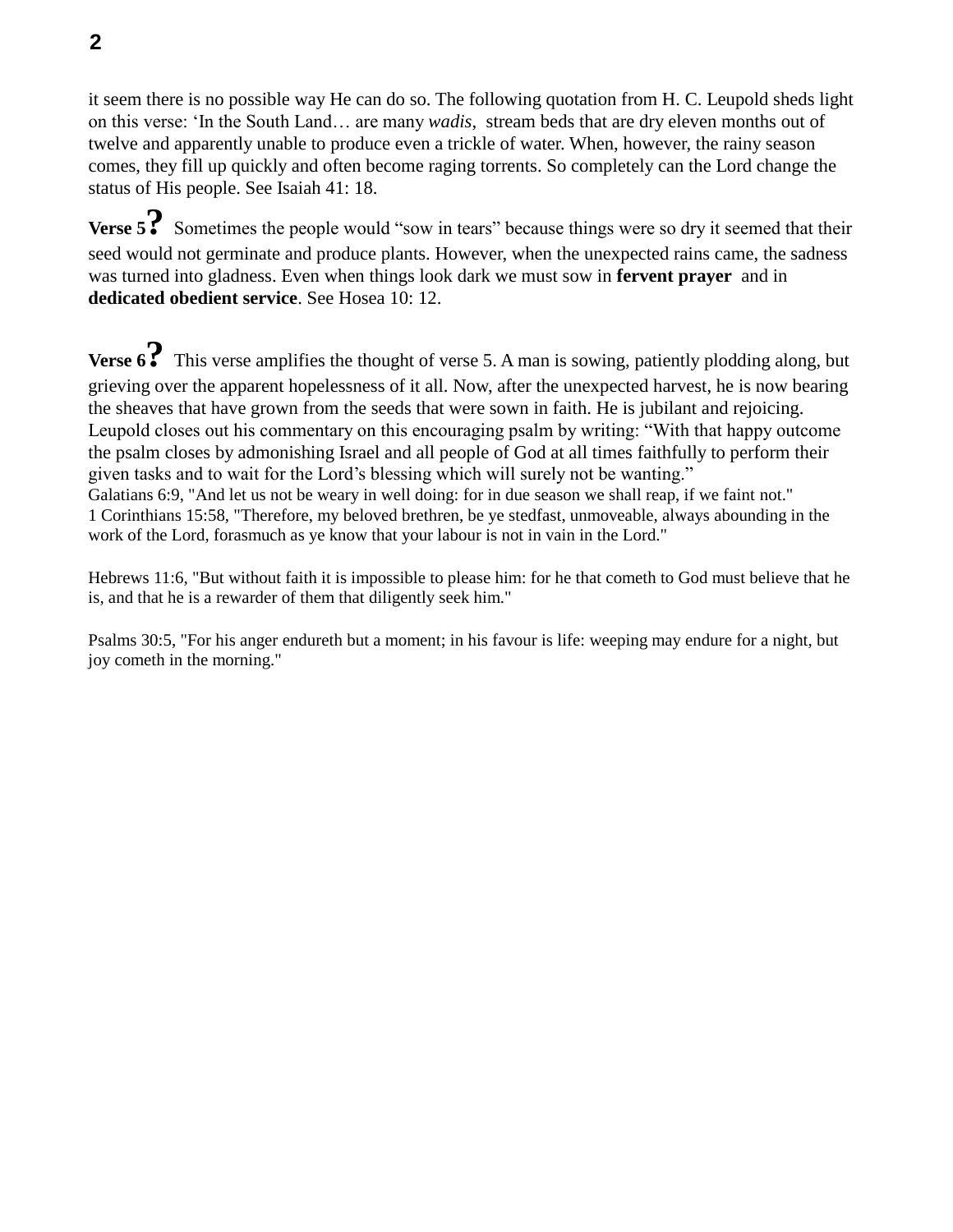it seem there is no possible way He can do so. The following quotation from H. C. Leupold sheds light on this verse: 'In the South Land… are many *wadis*, stream beds that are dry eleven months out of twelve and apparently unable to produce even a trickle of water. When, however, the rainy season comes, they fill up quickly and often become raging torrents. So completely can the Lord change the status of His people. See Isaiah 41: 18.

**Verse 5?** Sometimes the people would "sow in tears" because things were so dry it seemed that their seed would not germinate and produce plants. However, when the unexpected rains came, the sadness was turned into gladness. Even when things look dark we must sow in **fervent prayer** and in **dedicated obedient service**. See Hosea 10: 12.

**Verse 6?** This verse amplifies the thought of verse 5. A man is sowing, patiently plodding along, but grieving over the apparent hopelessness of it all. Now, after the unexpected harvest, he is now bearing the sheaves that have grown from the seeds that were sown in faith. He is jubilant and rejoicing. Leupold closes out his commentary on this encouraging psalm by writing: "With that happy outcome the psalm closes by admonishing Israel and all people of God at all times faithfully to perform their given tasks and to wait for the Lord's blessing which will surely not be wanting."
Galatians 6:9, "And let us not be weary in well doing: for in due season we shall reap, if we faint not."
1 Corinthians 15:58, "Therefore, my beloved brethren, be ye stedfast, unmoveable, always abounding in the work of the Lord, forasmuch as ye know that your labour is not in vain in the Lord."

Hebrews 11:6, "But without faith it is impossible to please him: for he that cometh to God must believe that he is, and that he is a rewarder of them that diligently seek him."

Psalms 30:5, "For his anger endureth but a moment; in his favour is life: weeping may endure for a night, but joy cometh in the morning."